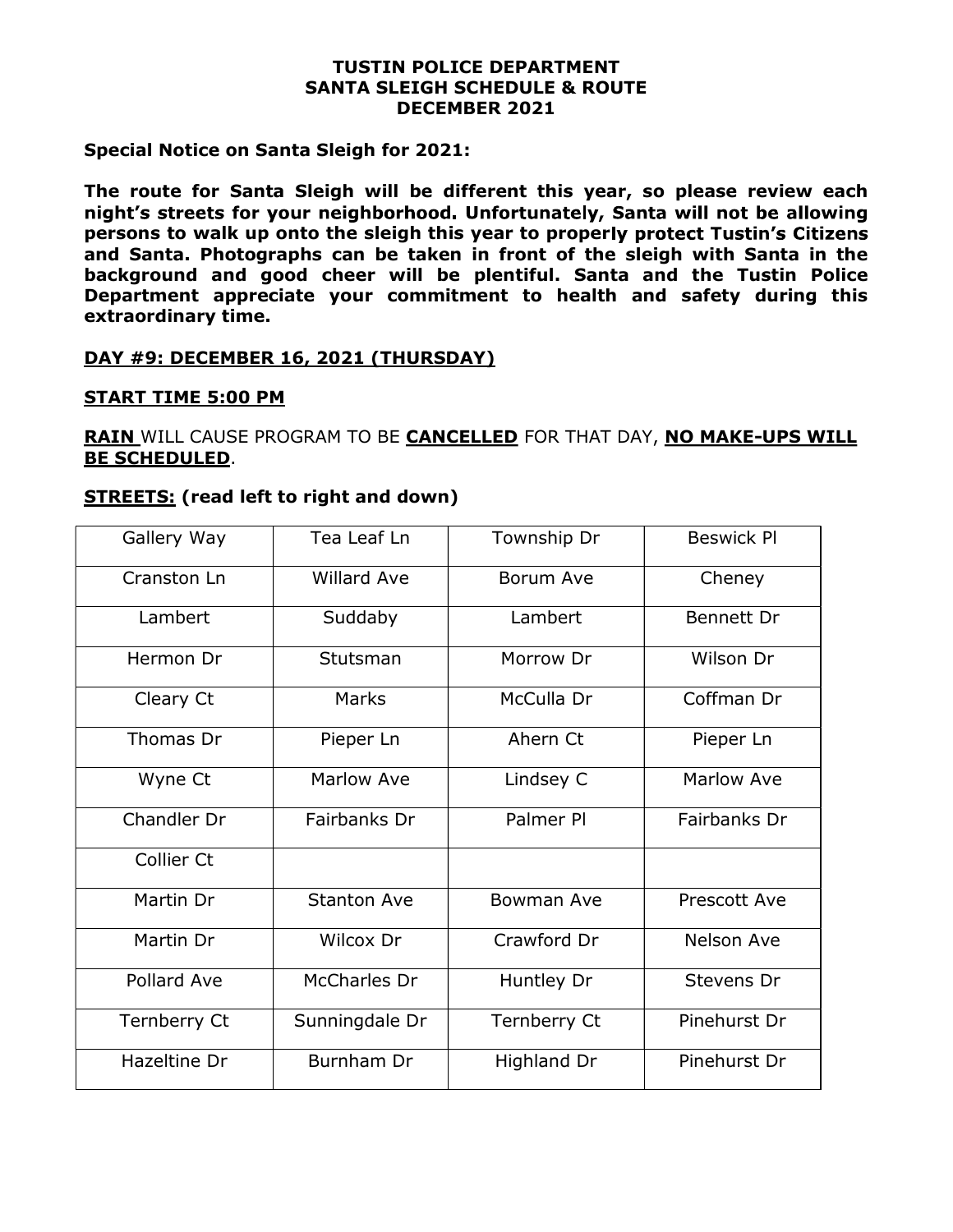**TUSTIN POLICE DEPARTMENT**
**SANTA SLEIGH SCHEDULE & ROUTE**
**DECEMBER 2021**

**Special Notice on Santa Sleigh for 2021:**

**The route for Santa Sleigh will be different this year, so please review each night's streets for your neighborhood. Unfortunately, Santa will not be allowing persons to walk up onto the sleigh this year to properly protect Tustin's Citizens and Santa. Photographs can be taken in front of the sleigh with Santa in the background and good cheer will be plentiful. Santa and the Tustin Police Department appreciate your commitment to health and safety during this extraordinary time.**

**DAY #9: DECEMBER 16, 2021 (THURSDAY)**

**START TIME 5:00 PM**

**RAIN** WILL CAUSE PROGRAM TO BE **CANCELLED** FOR THAT DAY, **NO MAKE-UPS WILL BE SCHEDULED**.

**STREETS: (read left to right and down)**

| | | | |
|---|---|---|---|
| Gallery Way | Tea Leaf Ln | Township Dr | Beswick Pl |
| Cranston Ln | Willard Ave | Borum Ave | Cheney |
| Lambert | Suddaby | Lambert | Bennett Dr |
| Hermon Dr | Stutsman | Morrow Dr | Wilson Dr |
| Cleary Ct | Marks | McCulla Dr | Coffman Dr |
| Thomas Dr | Pieper Ln | Ahern Ct | Pieper Ln |
| Wyne Ct | Marlow Ave | Lindsey C | Marlow Ave |
| Chandler Dr | Fairbanks Dr | Palmer Pl | Fairbanks Dr |
| Collier Ct | | | |
| Martin Dr | Stanton Ave | Bowman Ave | Prescott Ave |
| Martin Dr | Wilcox Dr | Crawford Dr | Nelson Ave |
| Pollard Ave | McCharles Dr | Huntley Dr | Stevens Dr |
| Ternberry Ct | Sunningdale Dr | Ternberry Ct | Pinehurst Dr |
| Hazeltine Dr | Burnham Dr | Highland Dr | Pinehurst Dr |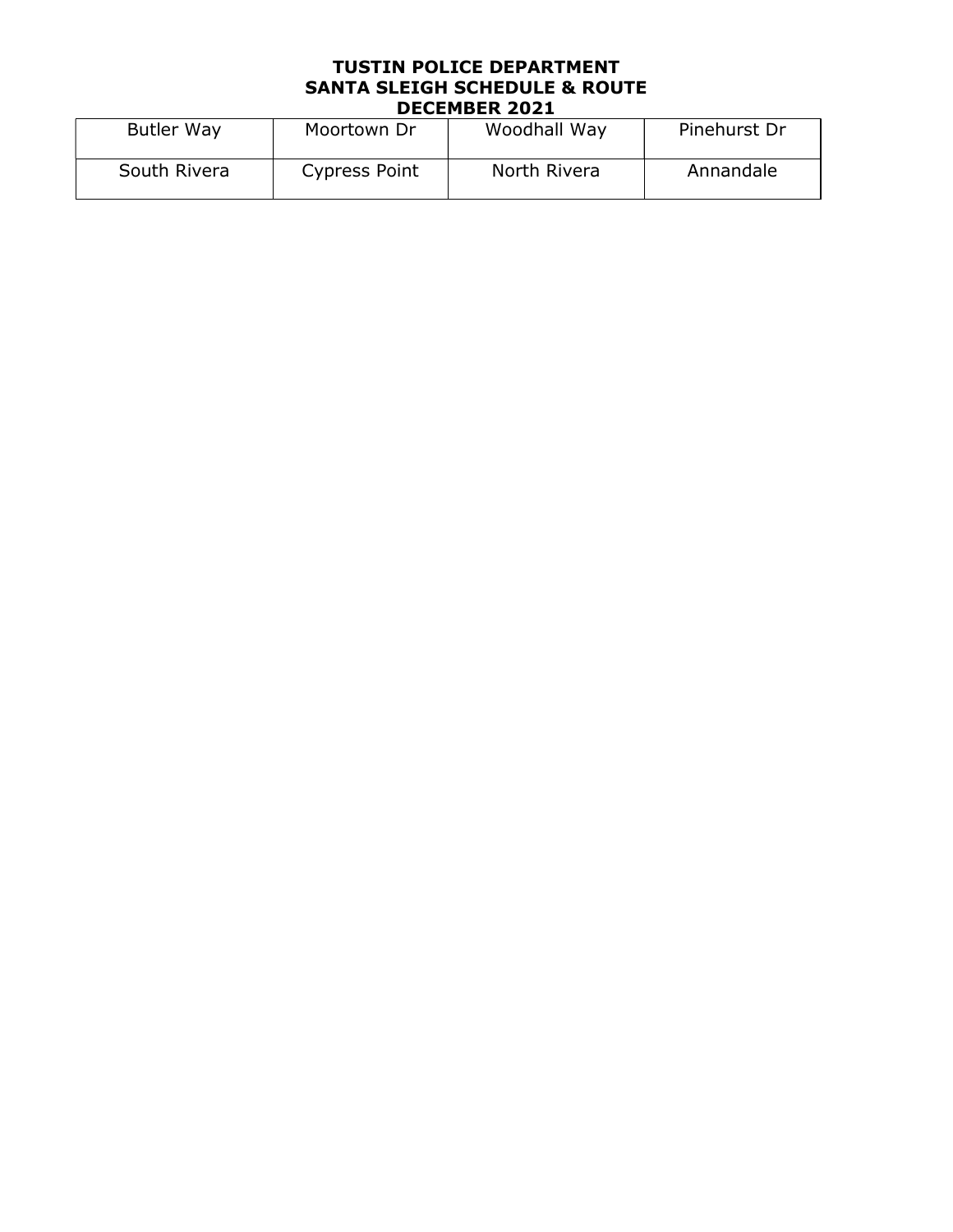**TUSTIN POLICE DEPARTMENT**
**SANTA SLEIGH SCHEDULE & ROUTE**
**DECEMBER 2021**

| | | | |
|---|---|---|---|
| Butler Way | Moortown Dr | Woodhall Way | Pinehurst Dr |
| South Rivera | Cypress Point | North Rivera | Annandale |